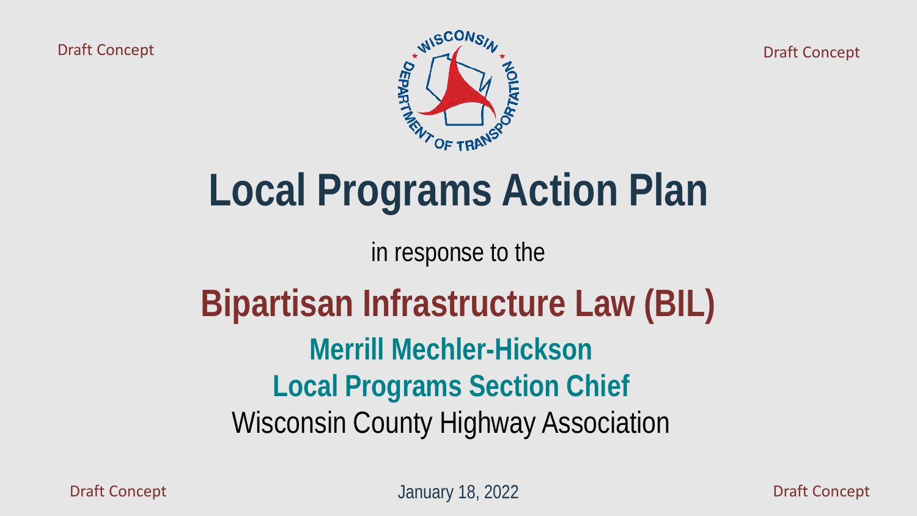Draft Concept

Draft Concept

# Local Programs Action Plan

in response to the

## Bipartisan Infrastructure Law (BIL)

**Merrill Mechler-Hickson**

**Local Programs Section Chief**

Wisconsin County Highway Association

Draft Concept

January 18, 2022

Draft Concept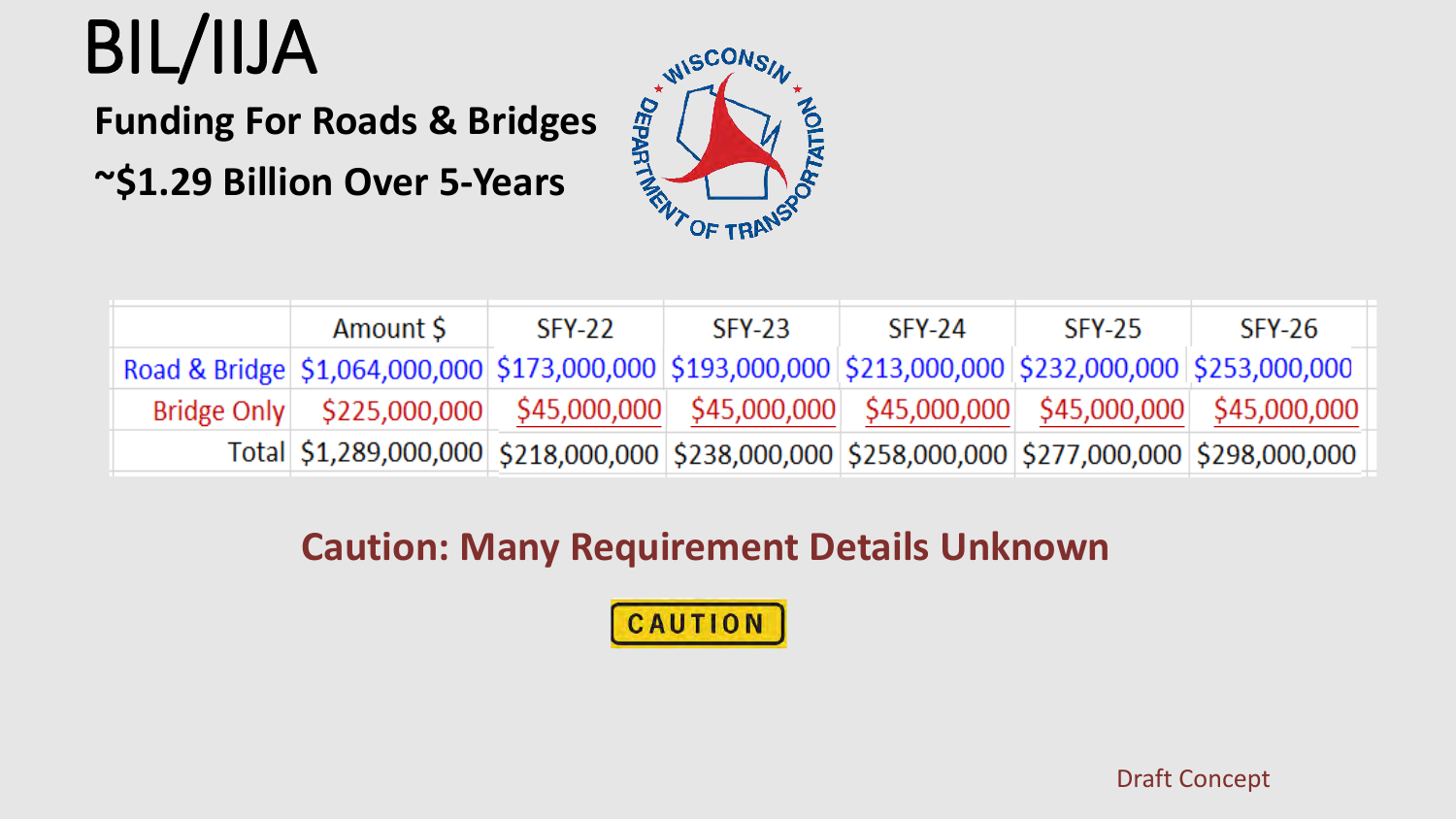# BIL/IIJA

**Funding For Roads & Bridges**

**~$1.29 Billion Over 5-Years**

WISCONSIN DEPARTMENT OF TRANSPORTATION

| | Amount $ | SFY-22 | SFY-23 | SFY-24 | SFY-25 | SFY-26 |
|---|---|---|---|---|---|---|
| Road & Bridge | $1,064,000,000 | $173,000,000 | $193,000,000 | $213,000,000 | $232,000,000 | $253,000,000 |
| Bridge Only | $225,000,000 | $45,000,000 | $45,000,000 | $45,000,000 | $45,000,000 | $45,000,000 |
| Total | $1,289,000,000 | $218,000,000 | $238,000,000 | $258,000,000 | $277,000,000 | $298,000,000 |

**Caution: Many Requirement Details Unknown**

CAUTION

Draft Concept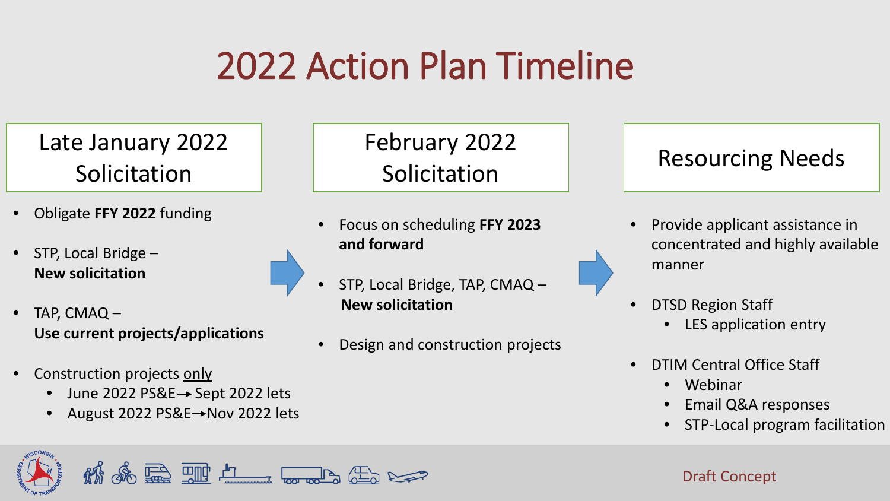# 2022 Action Plan Timeline

## Late January 2022 Solicitation

- Obligate **FFY 2022** funding
- STP, Local Bridge – **New solicitation**
- TAP, CMAQ – **Use current projects/applications**
- Construction projects only
  - June 2022 PS&E→ Sept 2022 lets
  - August 2022 PS&E→Nov 2022 lets

## February 2022 Solicitation

- Focus on scheduling **FFY 2023 and forward**
- STP, Local Bridge, TAP, CMAQ – **New solicitation**
- Design and construction projects

## Resourcing Needs

- Provide applicant assistance in concentrated and highly available manner
- DTSD Region Staff
  - LES application entry
- DTIM Central Office Staff
  - Webinar
  - Email Q&A responses
  - STP-Local program facilitation

Draft Concept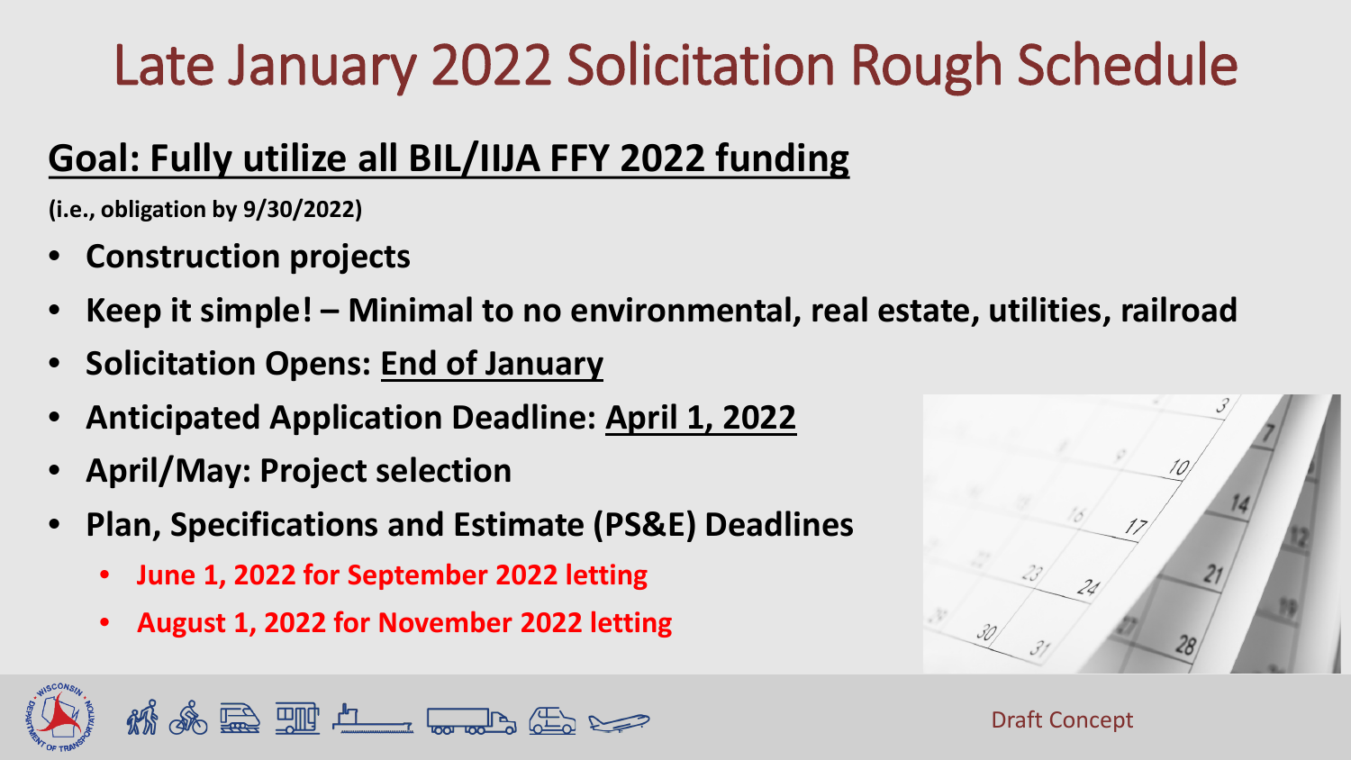# Late January 2022 Solicitation Rough Schedule

## Goal: Fully utilize all BIL/IIJA FFY 2022 funding

**(i.e., obligation by 9/30/2022)**

- **Construction projects**
- **Keep it simple! – Minimal to no environmental, real estate, utilities, railroad**
- **Solicitation Opens: End of January**
- **Anticipated Application Deadline: April 1, 2022**
- **April/May: Project selection**
- **Plan, Specifications and Estimate (PS&E) Deadlines**
  - **June 1, 2022 for September 2022 letting**
  - **August 1, 2022 for November 2022 letting**

Draft Concept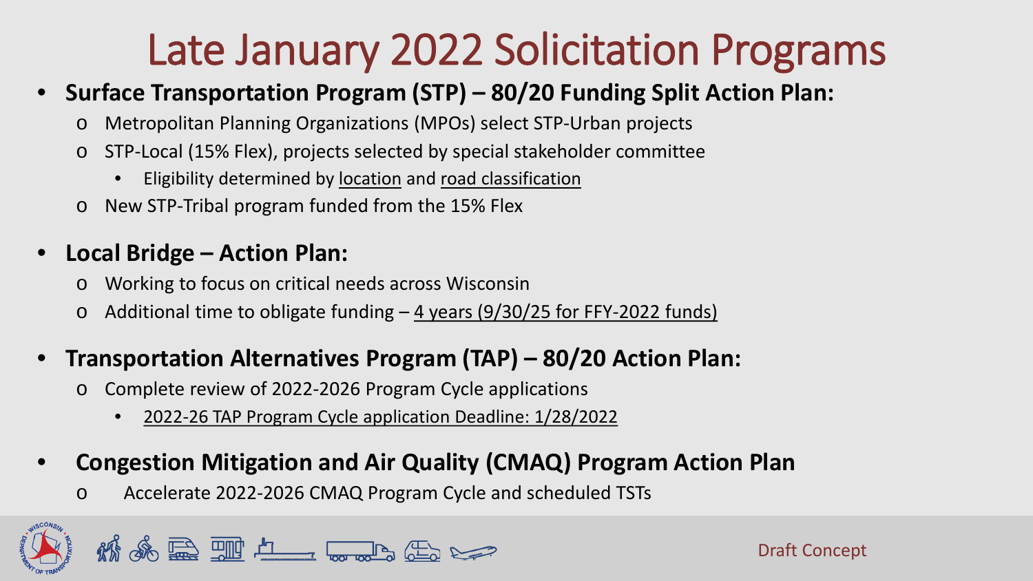# Late January 2022 Solicitation Programs

- **Surface Transportation Program (STP) – 80/20 Funding Split Action Plan:**
  - Metropolitan Planning Organizations (MPOs) select STP-Urban projects
  - STP-Local (15% Flex), projects selected by special stakeholder committee
    - Eligibility determined by location and road classification
  - New STP-Tribal program funded from the 15% Flex
- **Local Bridge – Action Plan:**
  - Working to focus on critical needs across Wisconsin
  - Additional time to obligate funding – 4 years (9/30/25 for FFY-2022 funds)
- **Transportation Alternatives Program (TAP) – 80/20 Action Plan:**
  - Complete review of 2022-2026 Program Cycle applications
    - 2022-26 TAP Program Cycle application Deadline: 1/28/2022
- **Congestion Mitigation and Air Quality (CMAQ) Program Action Plan**
  - Accelerate 2022-2026 CMAQ Program Cycle and scheduled TSTs

Draft Concept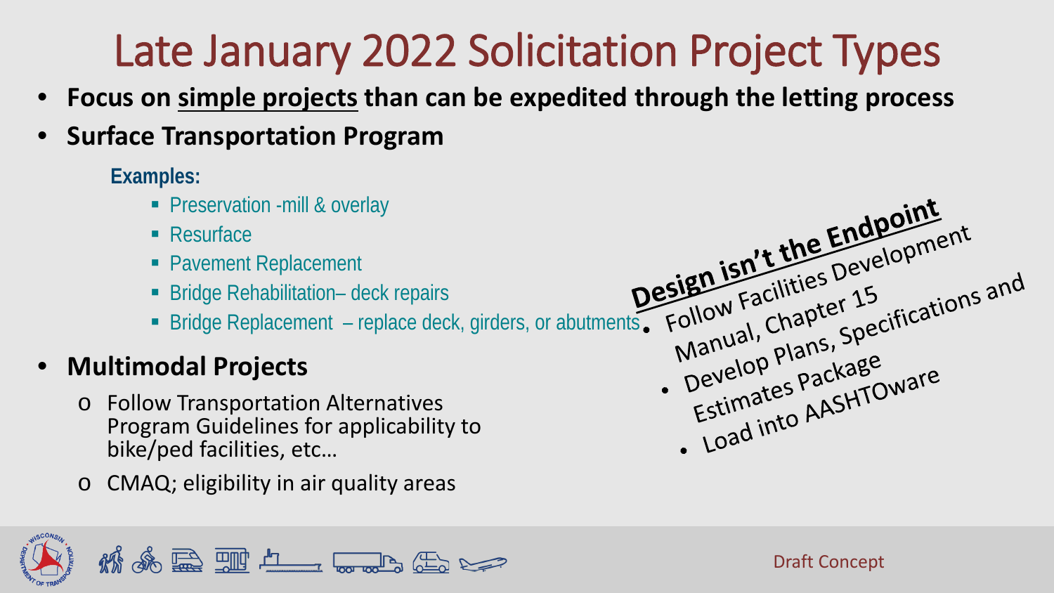# Late January 2022 Solicitation Project Types

- **Focus on simple projects than can be expedited through the letting process**
- **Surface Transportation Program**

  **Examples:**

  - Preservation -mill & overlay
  - Resurface
  - Pavement Replacement
  - Bridge Rehabilitation– deck repairs
  - Bridge Replacement – replace deck, girders, or abutments

- **Multimodal Projects**
  - Follow Transportation Alternatives Program Guidelines for applicability to bike/ped facilities, etc…
  - CMAQ; eligibility in air quality areas

**Design isn't the Endpoint**

- Follow Facilities Development Manual, Chapter 15
- Develop Plans, Specifications and Estimates Package
- Load into AASHTOware

Draft Concept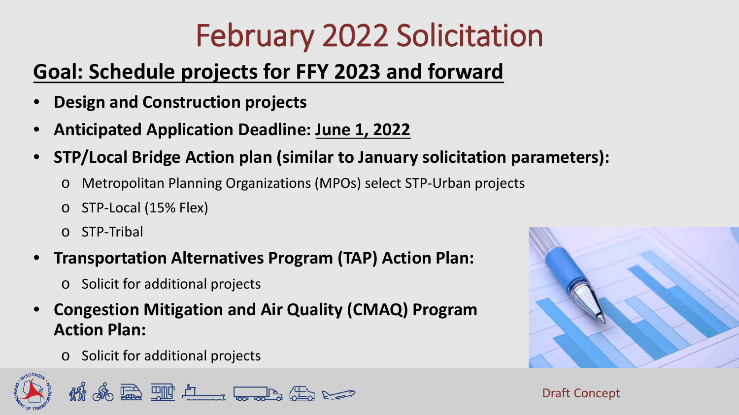# February 2022 Solicitation

## Goal: Schedule projects for FFY 2023 and forward

- **Design and Construction projects**
- **Anticipated Application Deadline: June 1, 2022**
- **STP/Local Bridge Action plan (similar to January solicitation parameters):**
  - Metropolitan Planning Organizations (MPOs) select STP-Urban projects
  - STP-Local (15% Flex)
  - STP-Tribal
- **Transportation Alternatives Program (TAP) Action Plan:**
  - Solicit for additional projects
- **Congestion Mitigation and Air Quality (CMAQ) Program Action Plan:**
  - Solicit for additional projects

Draft Concept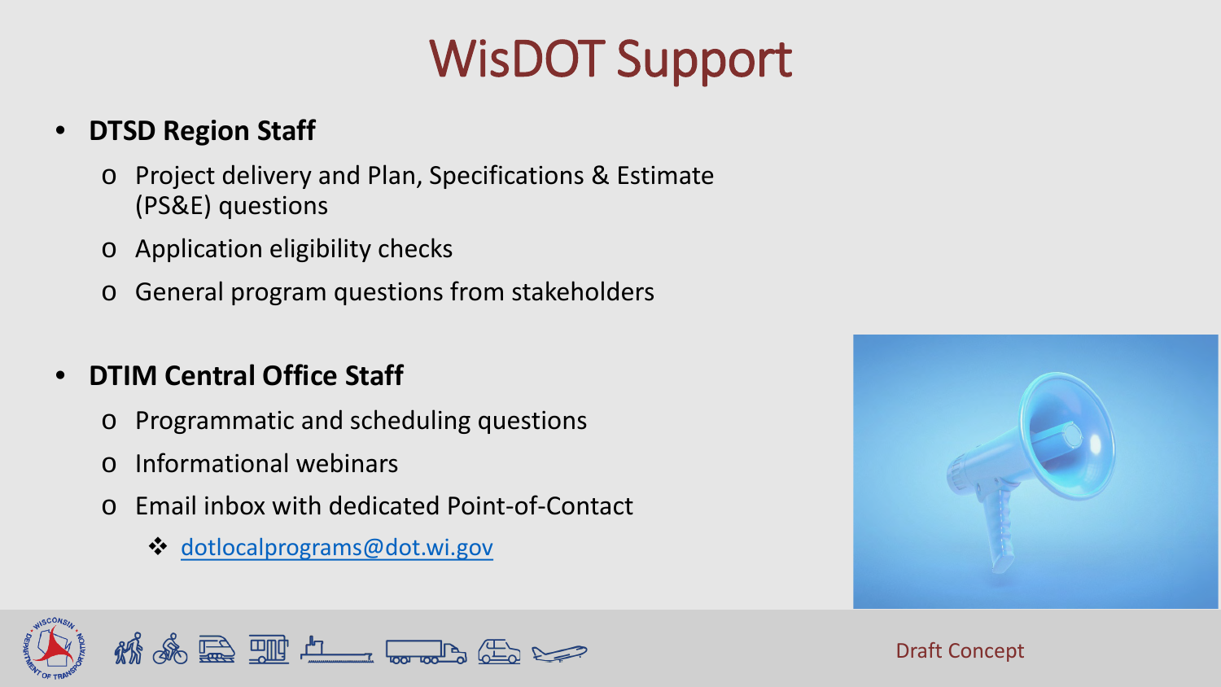# WisDOT Support

- **DTSD Region Staff**
  - Project delivery and Plan, Specifications & Estimate (PS&E) questions
  - Application eligibility checks
  - General program questions from stakeholders

- **DTIM Central Office Staff**
  - Programmatic and scheduling questions
  - Informational webinars
  - Email inbox with dedicated Point-of-Contact
    - dotlocalprograms@dot.wi.gov

Draft Concept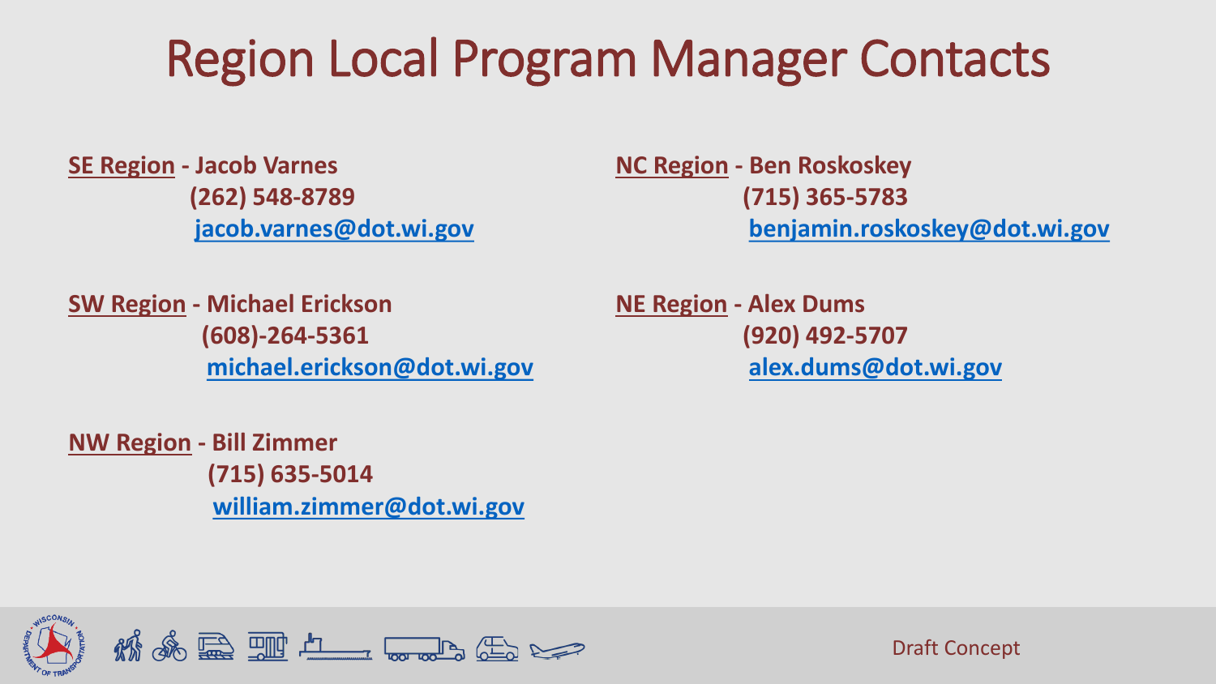# Region Local Program Manager Contacts

**SE Region - Jacob Varnes**
**(262) 548-8789**
**jacob.varnes@dot.wi.gov**

**SW Region - Michael Erickson**
**(608)-264-5361**
**michael.erickson@dot.wi.gov**

**NW Region - Bill Zimmer**
**(715) 635-5014**
**william.zimmer@dot.wi.gov**

**NC Region - Ben Roskoskey**
**(715) 365-5783**
**benjamin.roskoskey@dot.wi.gov**

**NE Region - Alex Dums**
**(920) 492-5707**
**alex.dums@dot.wi.gov**

Draft Concept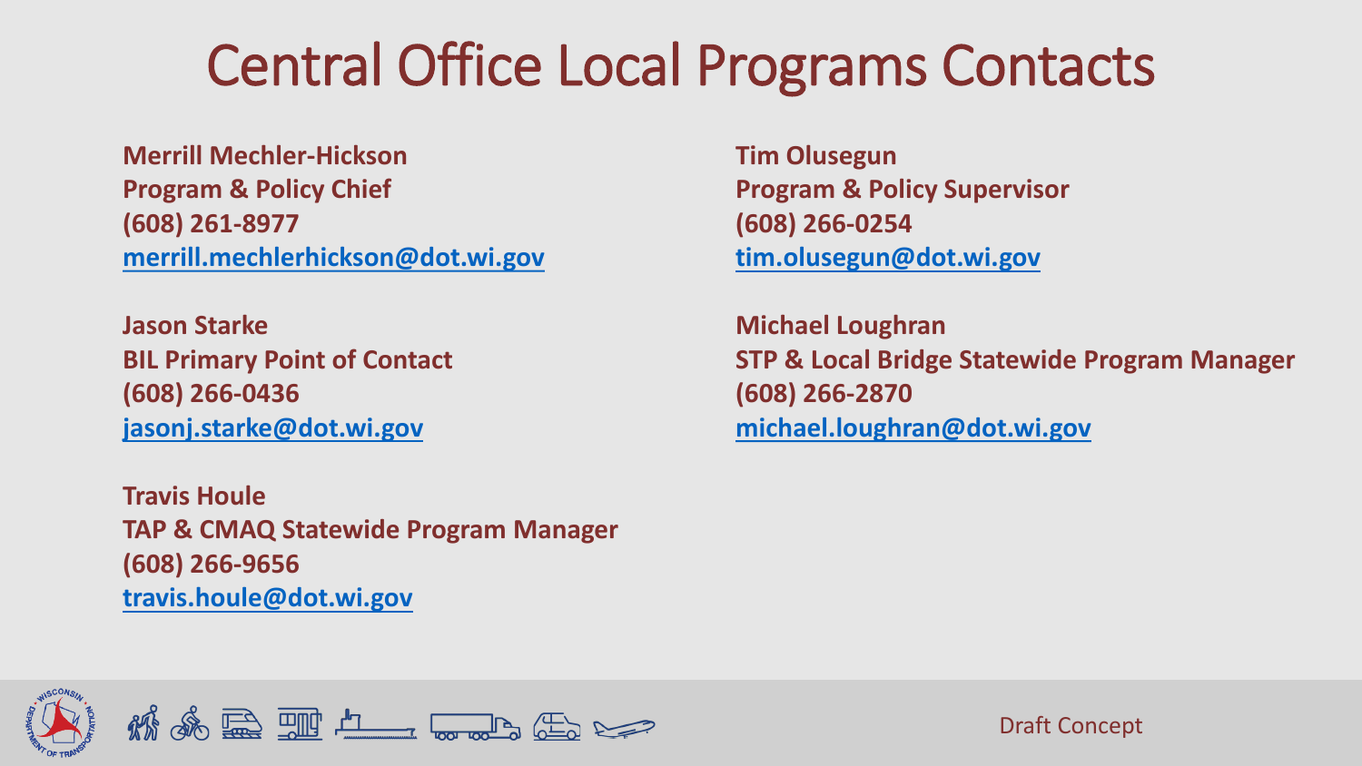# Central Office Local Programs Contacts

**Merrill Mechler-Hickson**
**Program & Policy Chief**
**(608) 261-8977**
**merrill.mechlerhickson@dot.wi.gov**

**Jason Starke**
**BIL Primary Point of Contact**
**(608) 266-0436**
**jasonj.starke@dot.wi.gov**

**Travis Houle**
**TAP & CMAQ Statewide Program Manager**
**(608) 266-9656**
**travis.houle@dot.wi.gov**

**Tim Olusegun**
**Program & Policy Supervisor**
**(608) 266-0254**
**tim.olusegun@dot.wi.gov**

**Michael Loughran**
**STP & Local Bridge Statewide Program Manager**
**(608) 266-2870**
**michael.loughran@dot.wi.gov**

Draft Concept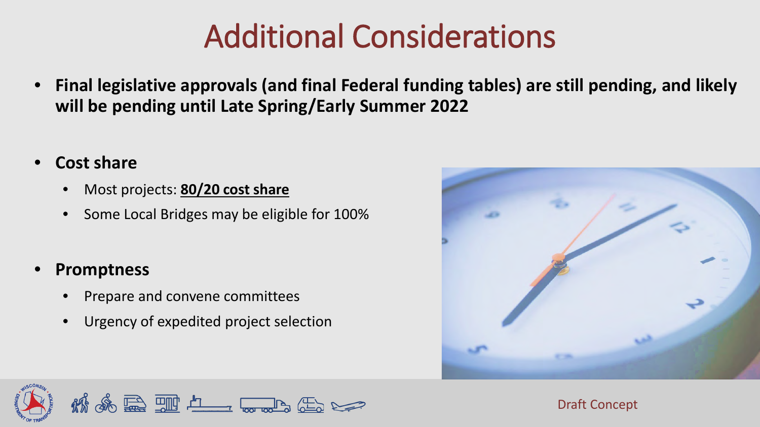# Additional Considerations

- **Final legislative approvals (and final Federal funding tables) are still pending, and likely will be pending until Late Spring/Early Summer 2022**
- **Cost share**
  - Most projects: **80/20 cost share**
  - Some Local Bridges may be eligible for 100%
- **Promptness**
  - Prepare and convene committees
  - Urgency of expedited project selection

Draft Concept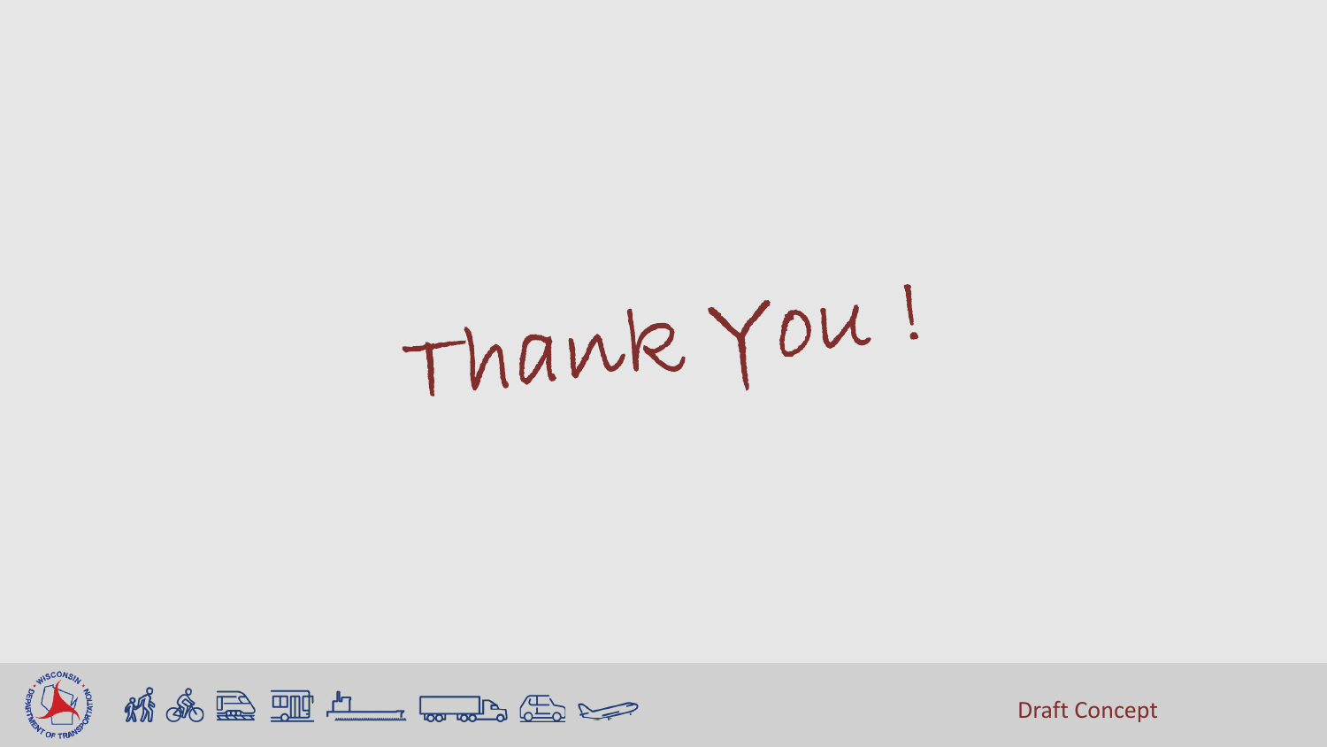# Thank You !

Draft Concept